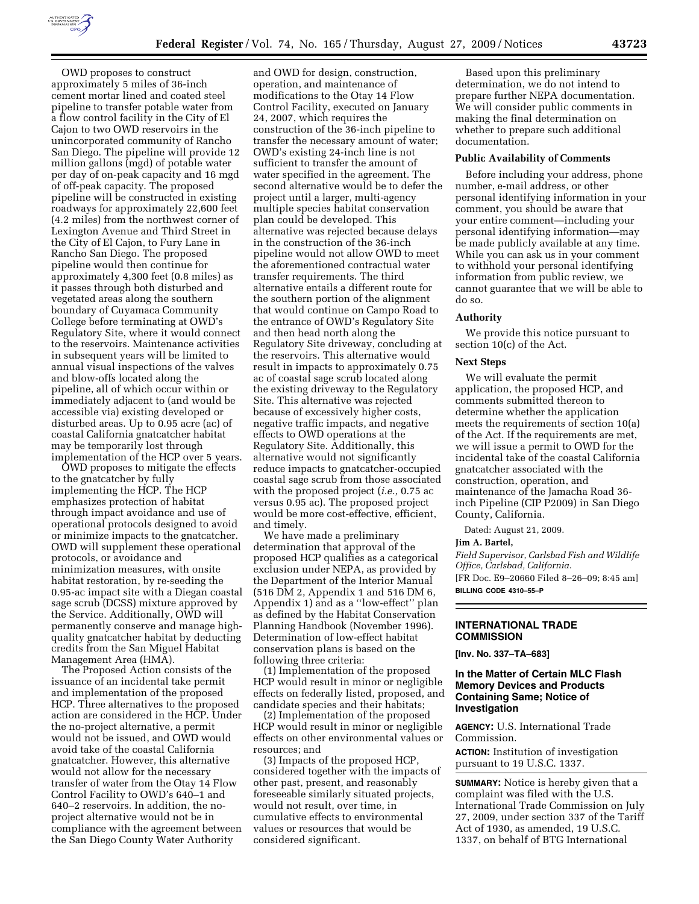OWD proposes to construct approximately 5 miles of 36-inch cement mortar lined and coated steel pipeline to transfer potable water from a flow control facility in the City of El Cajon to two OWD reservoirs in the unincorporated community of Rancho San Diego. The pipeline will provide 12 million gallons (mgd) of potable water per day of on-peak capacity and 16 mgd of off-peak capacity. The proposed pipeline will be constructed in existing roadways for approximately 22,600 feet (4.2 miles) from the northwest corner of Lexington Avenue and Third Street in the City of El Cajon, to Fury Lane in Rancho San Diego. The proposed pipeline would then continue for approximately 4,300 feet (0.8 miles) as it passes through both disturbed and vegetated areas along the southern boundary of Cuyamaca Community College before terminating at OWD's Regulatory Site, where it would connect to the reservoirs. Maintenance activities in subsequent years will be limited to annual visual inspections of the valves and blow-offs located along the pipeline, all of which occur within or immediately adjacent to (and would be accessible via) existing developed or disturbed areas. Up to 0.95 acre (ac) of coastal California gnatcatcher habitat may be temporarily lost through implementation of the HCP over 5 years.

OWD proposes to mitigate the effects to the gnatcatcher by fully implementing the HCP. The HCP emphasizes protection of habitat through impact avoidance and use of operational protocols designed to avoid or minimize impacts to the gnatcatcher. OWD will supplement these operational protocols, or avoidance and minimization measures, with onsite habitat restoration, by re-seeding the 0.95-ac impact site with a Diegan coastal sage scrub (DCSS) mixture approved by the Service. Additionally, OWD will permanently conserve and manage high-quality gnatcatcher habitat by deducting credits from the San Miguel Habitat Management Area (HMA).

The Proposed Action consists of the issuance of an incidental take permit and implementation of the proposed HCP. Three alternatives to the proposed action are considered in the HCP. Under the no-project alternative, a permit would not be issued, and OWD would avoid take of the coastal California gnatcatcher. However, this alternative would not allow for the necessary transfer of water from the Otay 14 Flow Control Facility to OWD's 640–1 and 640–2 reservoirs. In addition, the no-project alternative would not be in compliance with the agreement between the San Diego County Water Authority and OWD for design, construction, operation, and maintenance of modifications to the Otay 14 Flow Control Facility, executed on January 24, 2007, which requires the construction of the 36-inch pipeline to transfer the necessary amount of water; OWD's existing 24-inch line is not sufficient to transfer the amount of water specified in the agreement. The second alternative would be to defer the project until a larger, multi-agency multiple species habitat conservation plan could be developed. This alternative was rejected because delays in the construction of the 36-inch pipeline would not allow OWD to meet the aforementioned contractual water transfer requirements. The third alternative entails a different route for the southern portion of the alignment that would continue on Campo Road to the entrance of OWD's Regulatory Site and then head north along the Regulatory Site driveway, concluding at the reservoirs. This alternative would result in impacts to approximately 0.75 ac of coastal sage scrub located along the existing driveway to the Regulatory Site. This alternative was rejected because of excessively higher costs, negative traffic impacts, and negative effects to OWD operations at the Regulatory Site. Additionally, this alternative would not significantly reduce impacts to gnatcatcher-occupied coastal sage scrub from those associated with the proposed project (*i.e.,* 0.75 ac versus 0.95 ac). The proposed project would be more cost-effective, efficient, and timely.

We have made a preliminary determination that approval of the proposed HCP qualifies as a categorical exclusion under NEPA, as provided by the Department of the Interior Manual (516 DM 2, Appendix 1 and 516 DM 6, Appendix 1) and as a ''low-effect'' plan as defined by the Habitat Conservation Planning Handbook (November 1996). Determination of low-effect habitat conservation plans is based on the following three criteria:

(1) Implementation of the proposed HCP would result in minor or negligible effects on federally listed, proposed, and candidate species and their habitats;

(2) Implementation of the proposed HCP would result in minor or negligible effects on other environmental values or resources; and

(3) Impacts of the proposed HCP, considered together with the impacts of other past, present, and reasonably foreseeable similarly situated projects, would not result, over time, in cumulative effects to environmental values or resources that would be considered significant.

Based upon this preliminary determination, we do not intend to prepare further NEPA documentation. We will consider public comments in making the final determination on whether to prepare such additional documentation.

### Public Availability of Comments

Before including your address, phone number, e-mail address, or other personal identifying information in your comment, you should be aware that your entire comment—including your personal identifying information—may be made publicly available at any time. While you can ask us in your comment to withhold your personal identifying information from public review, we cannot guarantee that we will be able to do so.

### Authority

We provide this notice pursuant to section 10(c) of the Act.

### Next Steps

We will evaluate the permit application, the proposed HCP, and comments submitted thereon to determine whether the application meets the requirements of section 10(a) of the Act. If the requirements are met, we will issue a permit to OWD for the incidental take of the coastal California gnatcatcher associated with the construction, operation, and maintenance of the Jamacha Road 36-inch Pipeline (CIP P2009) in San Diego County, California.

Dated: August 21, 2009.

**Jim A. Bartel,**

*Field Supervisor, Carlsbad Fish and Wildlife Office, Carlsbad, California.*

[FR Doc. E9–20660 Filed 8–26–09; 8:45 am]

**BILLING CODE 4310–55–P**

## INTERNATIONAL TRADE COMMISSION

**[Inv. No. 337–TA–683]**

## In the Matter of Certain MLC Flash Memory Devices and Products Containing Same; Notice of Investigation

**AGENCY:** U.S. International Trade Commission.

**ACTION:** Institution of investigation pursuant to 19 U.S.C. 1337.

**SUMMARY:** Notice is hereby given that a complaint was filed with the U.S. International Trade Commission on July 27, 2009, under section 337 of the Tariff Act of 1930, as amended, 19 U.S.C. 1337, on behalf of BTG International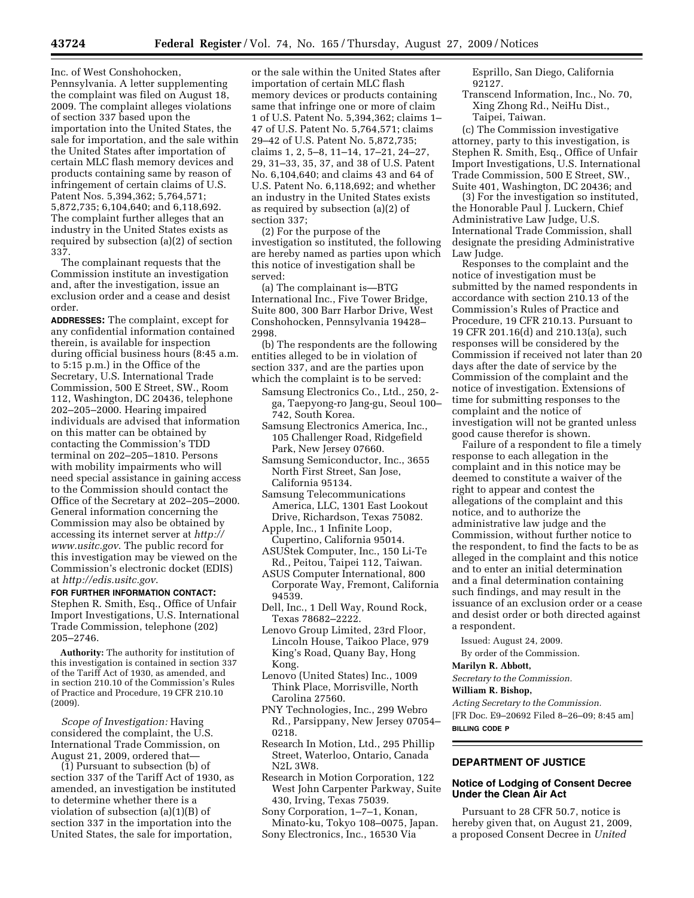Inc. of West Conshohocken, Pennsylvania. A letter supplementing the complaint was filed on August 18, 2009. The complaint alleges violations of section 337 based upon the importation into the United States, the sale for importation, and the sale within the United States after importation of certain MLC flash memory devices and products containing same by reason of infringement of certain claims of U.S. Patent Nos. 5,394,362; 5,764,571; 5,872,735; 6,104,640; and 6,118,692. The complaint further alleges that an industry in the United States exists as required by subsection (a)(2) of section 337.

The complainant requests that the Commission institute an investigation and, after the investigation, issue an exclusion order and a cease and desist order.

**ADDRESSES:** The complaint, except for any confidential information contained therein, is available for inspection during official business hours (8:45 a.m. to 5:15 p.m.) in the Office of the Secretary, U.S. International Trade Commission, 500 E Street, SW., Room 112, Washington, DC 20436, telephone 202–205–2000. Hearing impaired individuals are advised that information on this matter can be obtained by contacting the Commission's TDD terminal on 202–205–1810. Persons with mobility impairments who will need special assistance in gaining access to the Commission should contact the Office of the Secretary at 202–205–2000. General information concerning the Commission may also be obtained by accessing its internet server at *http://www.usitc.gov*. The public record for this investigation may be viewed on the Commission's electronic docket (EDIS) at *http://edis.usitc.gov*.

**FOR FURTHER INFORMATION CONTACT:** Stephen R. Smith, Esq., Office of Unfair Import Investigations, U.S. International Trade Commission, telephone (202) 205–2746.

**Authority:** The authority for institution of this investigation is contained in section 337 of the Tariff Act of 1930, as amended, and in section 210.10 of the Commission's Rules of Practice and Procedure, 19 CFR 210.10 (2009).

*Scope of Investigation:* Having considered the complaint, the U.S. International Trade Commission, on August 21, 2009, ordered that—

(1) Pursuant to subsection (b) of section 337 of the Tariff Act of 1930, as amended, an investigation be instituted to determine whether there is a violation of subsection (a)(1)(B) of section 337 in the importation into the United States, the sale for importation, or the sale within the United States after importation of certain MLC flash memory devices or products containing same that infringe one or more of claim 1 of U.S. Patent No. 5,394,362; claims 1–47 of U.S. Patent No. 5,764,571; claims 29–42 of U.S. Patent No. 5,872,735; claims 1, 2, 5–8, 11–14, 17–21, 24–27, 29, 31–33, 35, 37, and 38 of U.S. Patent No. 6,104,640; and claims 43 and 64 of U.S. Patent No. 6,118,692; and whether an industry in the United States exists as required by subsection (a)(2) of section 337;

(2) For the purpose of the investigation so instituted, the following are hereby named as parties upon which this notice of investigation shall be served:

(a) The complainant is—BTG International Inc., Five Tower Bridge, Suite 800, 300 Barr Harbor Drive, West Conshohocken, Pennsylvania 19428–2998.

(b) The respondents are the following entities alleged to be in violation of section 337, and are the parties upon which the complaint is to be served:

- Samsung Electronics Co., Ltd., 250, 2-ga, Taepyong-ro Jang-gu, Seoul 100–742, South Korea.
- Samsung Electronics America, Inc., 105 Challenger Road, Ridgefield Park, New Jersey 07660.
- Samsung Semiconductor, Inc., 3655 North First Street, San Jose, California 95134.
- Samsung Telecommunications America, LLC, 1301 East Lookout Drive, Richardson, Texas 75082.
- Apple, Inc., 1 Infinite Loop, Cupertino, California 95014.
- ASUStek Computer, Inc., 150 Li-Te Rd., Peitou, Taipei 112, Taiwan.
- ASUS Computer International, 800 Corporate Way, Fremont, California 94539.
- Dell, Inc., 1 Dell Way, Round Rock, Texas 78682–2222.
- Lenovo Group Limited, 23rd Floor, Lincoln House, Taikoo Place, 979 King's Road, Quany Bay, Hong Kong.
- Lenovo (United States) Inc., 1009 Think Place, Morrisville, North Carolina 27560.
- PNY Technologies, Inc., 299 Webro Rd., Parsippany, New Jersey 07054–0218.
- Research In Motion, Ltd., 295 Phillip Street, Waterloo, Ontario, Canada N2L 3W8.
- Research in Motion Corporation, 122 West John Carpenter Parkway, Suite 430, Irving, Texas 75039.
- Sony Corporation, 1–7–1, Konan, Minato-ku, Tokyo 108–0075, Japan.
- Sony Electronics, Inc., 16530 Via Esprillo, San Diego, California 92127.
- Transcend Information, Inc., No. 70, Xing Zhong Rd., NeiHu Dist., Taipei, Taiwan.

(c) The Commission investigative attorney, party to this investigation, is Stephen R. Smith, Esq., Office of Unfair Import Investigations, U.S. International Trade Commission, 500 E Street, SW., Suite 401, Washington, DC 20436; and

(3) For the investigation so instituted, the Honorable Paul J. Luckern, Chief Administrative Law Judge, U.S. International Trade Commission, shall designate the presiding Administrative Law Judge.

Responses to the complaint and the notice of investigation must be submitted by the named respondents in accordance with section 210.13 of the Commission's Rules of Practice and Procedure, 19 CFR 210.13. Pursuant to 19 CFR 201.16(d) and 210.13(a), such responses will be considered by the Commission if received not later than 20 days after the date of service by the Commission of the complaint and the notice of investigation. Extensions of time for submitting responses to the complaint and the notice of investigation will not be granted unless good cause therefor is shown.

Failure of a respondent to file a timely response to each allegation in the complaint and in this notice may be deemed to constitute a waiver of the right to appear and contest the allegations of the complaint and this notice, and to authorize the administrative law judge and the Commission, without further notice to the respondent, to find the facts to be as alleged in the complaint and this notice and to enter an initial determination and a final determination containing such findings, and may result in the issuance of an exclusion order or a cease and desist order or both directed against a respondent.

Issued: August 24, 2009.

By order of the Commission.

**Marilyn R. Abbott,**

*Secretary to the Commission.*

**William R. Bishop,**

*Acting Secretary to the Commission.*

[FR Doc. E9–20692 Filed 8–26–09; 8:45 am]

**BILLING CODE P**

## DEPARTMENT OF JUSTICE

### Notice of Lodging of Consent Decree Under the Clean Air Act

Pursuant to 28 CFR 50.7, notice is hereby given that, on August 21, 2009, a proposed Consent Decree in *United*